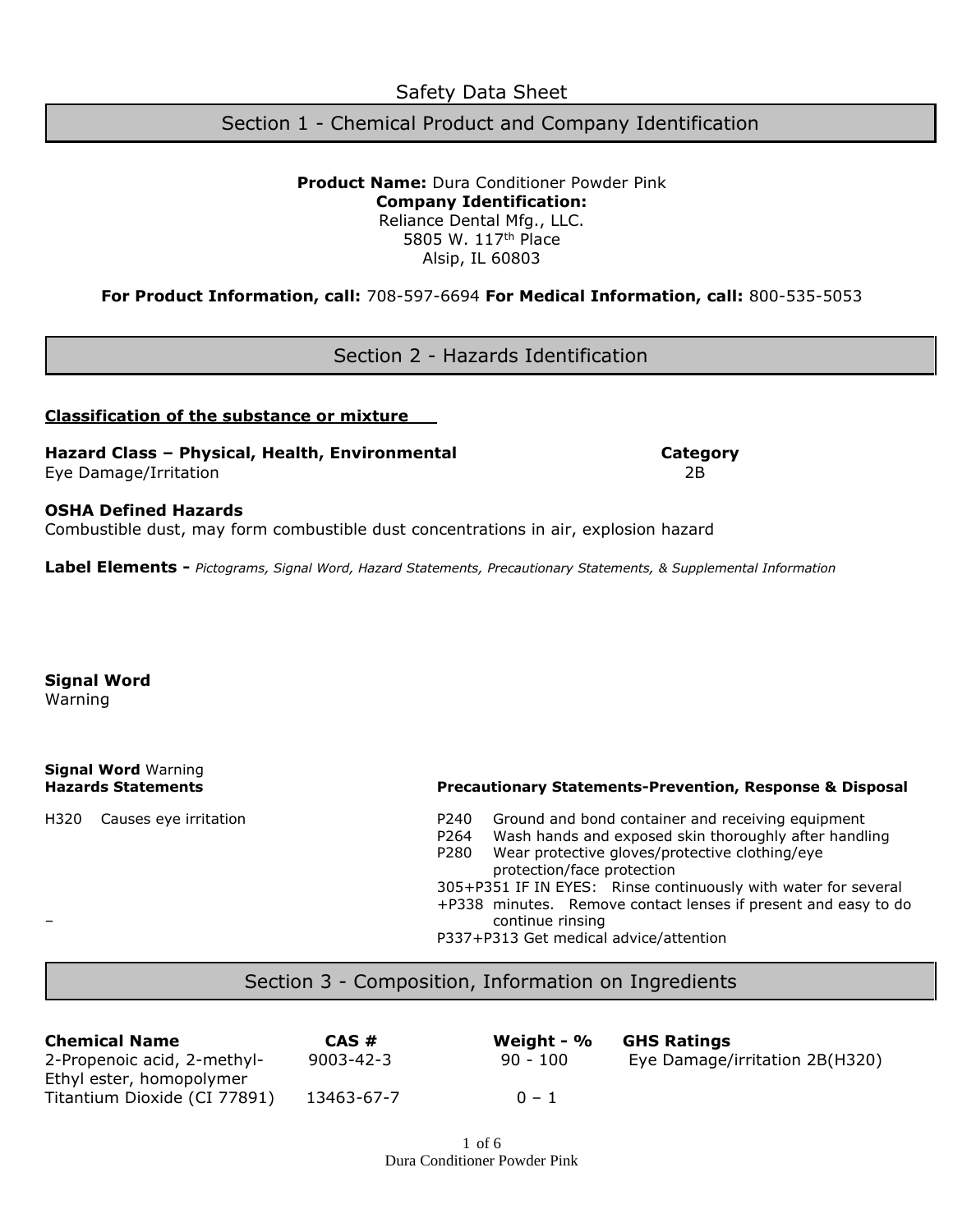# Safety Data Sheet

## Section 1 - Chemical Product and Company Identification

**Product Name:** Dura Conditioner Powder Pink
**Company Identification:**
Reliance Dental Mfg., LLC.
5805 W. 117th Place
Alsip, IL 60803

**For Product Information, call:** 708-597-6694 **For Medical Information, call:** 800-535-5053

## Section 2 - Hazards Identification

**Classification of the substance or mixture**

| Hazard Class – Physical, Health, Environmental | Category |
|---|---|
| Eye Damage/Irritation | 2B |

**OSHA Defined Hazards**
Combustible dust, may form combustible dust concentrations in air, explosion hazard

**Label Elements -** *Pictograms, Signal Word, Hazard Statements, Precautionary Statements, & Supplemental Information*

**Signal Word**
Warning

**Signal Word** Warning

**Hazards Statements**

H320 Causes eye irritation

–

**Precautionary Statements-Prevention, Response & Disposal**

P240 Ground and bond container and receiving equipment
P264 Wash hands and exposed skin thoroughly after handling
P280 Wear protective gloves/protective clothing/eye protection/face protection
305+P351+P338 IF IN EYES: Rinse continuously with water for several minutes. Remove contact lenses if present and easy to do continue rinsing
P337+P313 Get medical advice/attention

## Section 3 - Composition, Information on Ingredients

| Chemical Name | CAS # | Weight - % | GHS Ratings |
|---|---|---|---|
| 2-Propenoic acid, 2-methyl- Ethyl ester, homopolymer | 9003-42-3 | 90 - 100 | Eye Damage/irritation 2B(H320) |
| Titantium Dioxide (CI 77891) | 13463-67-7 | 0 – 1 | |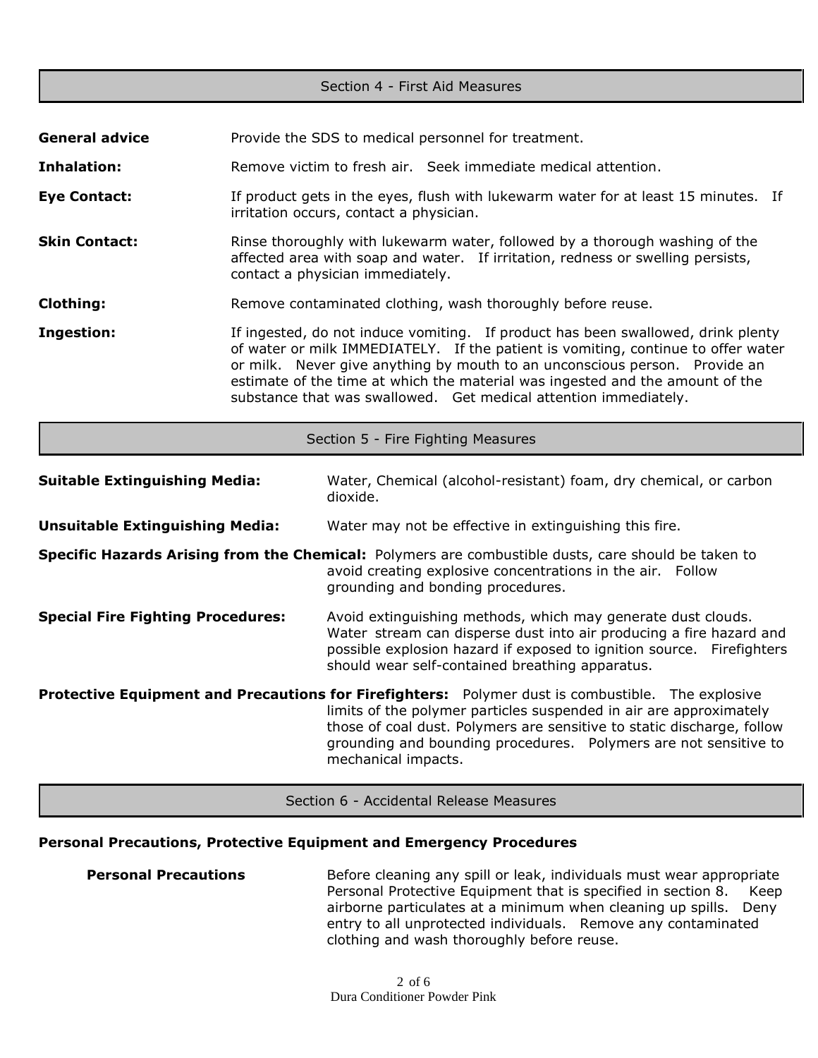## Section 4 - First Aid Measures

**General advice** Provide the SDS to medical personnel for treatment.

**Inhalation:** Remove victim to fresh air. Seek immediate medical attention.

**Eye Contact:** If product gets in the eyes, flush with lukewarm water for at least 15 minutes. If irritation occurs, contact a physician.

**Skin Contact:** Rinse thoroughly with lukewarm water, followed by a thorough washing of the affected area with soap and water. If irritation, redness or swelling persists, contact a physician immediately.

**Clothing:** Remove contaminated clothing, wash thoroughly before reuse.

**Ingestion:** If ingested, do not induce vomiting. If product has been swallowed, drink plenty of water or milk IMMEDIATELY. If the patient is vomiting, continue to offer water or milk. Never give anything by mouth to an unconscious person. Provide an estimate of the time at which the material was ingested and the amount of the substance that was swallowed. Get medical attention immediately.

## Section 5 - Fire Fighting Measures

**Suitable Extinguishing Media:** Water, Chemical (alcohol-resistant) foam, dry chemical, or carbon dioxide.

**Unsuitable Extinguishing Media:** Water may not be effective in extinguishing this fire.

**Specific Hazards Arising from the Chemical:** Polymers are combustible dusts, care should be taken to avoid creating explosive concentrations in the air. Follow grounding and bonding procedures.

**Special Fire Fighting Procedures:** Avoid extinguishing methods, which may generate dust clouds. Water stream can disperse dust into air producing a fire hazard and possible explosion hazard if exposed to ignition source. Firefighters should wear self-contained breathing apparatus.

**Protective Equipment and Precautions for Firefighters:** Polymer dust is combustible. The explosive limits of the polymer particles suspended in air are approximately those of coal dust. Polymers are sensitive to static discharge, follow grounding and bounding procedures. Polymers are not sensitive to mechanical impacts.

## Section 6 - Accidental Release Measures

### Personal Precautions, Protective Equipment and Emergency Procedures

**Personal Precautions** Before cleaning any spill or leak, individuals must wear appropriate Personal Protective Equipment that is specified in section 8. Keep airborne particulates at a minimum when cleaning up spills. Deny entry to all unprotected individuals. Remove any contaminated clothing and wash thoroughly before reuse.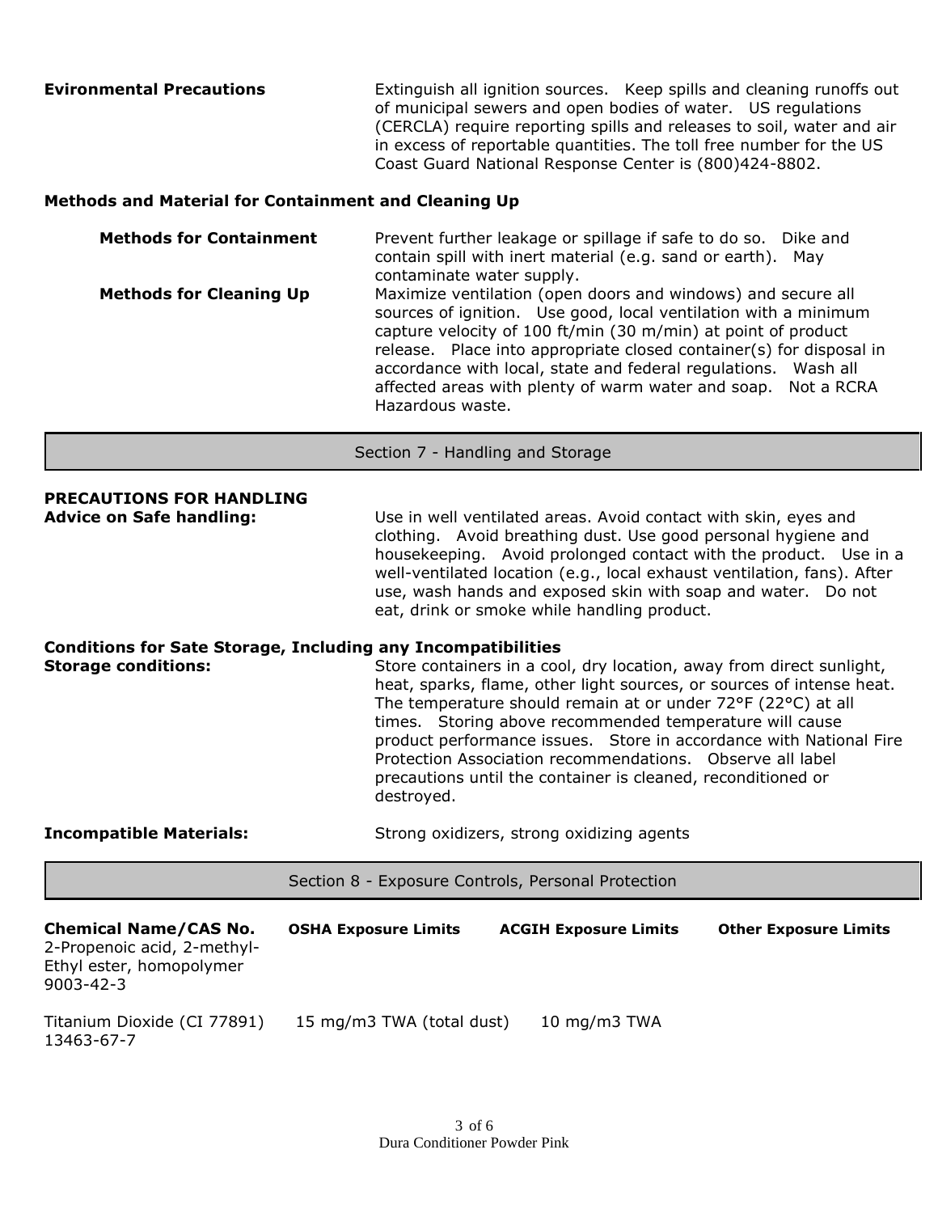**Evironmental Precautions**

Extinguish all ignition sources. Keep spills and cleaning runoffs out of municipal sewers and open bodies of water. US regulations (CERCLA) require reporting spills and releases to soil, water and air in excess of reportable quantities. The toll free number for the US Coast Guard National Response Center is (800)424-8802.

**Methods and Material for Containment and Cleaning Up**

**Methods for Containment**

Prevent further leakage or spillage if safe to do so. Dike and contain spill with inert material (e.g. sand or earth). May contaminate water supply.

**Methods for Cleaning Up**

Maximize ventilation (open doors and windows) and secure all sources of ignition. Use good, local ventilation with a minimum capture velocity of 100 ft/min (30 m/min) at point of product release. Place into appropriate closed container(s) for disposal in accordance with local, state and federal regulations. Wash all affected areas with plenty of warm water and soap. Not a RCRA Hazardous waste.

## Section 7 - Handling and Storage

**PRECAUTIONS FOR HANDLING**

**Advice on Safe handling:**

Use in well ventilated areas. Avoid contact with skin, eyes and clothing. Avoid breathing dust. Use good personal hygiene and housekeeping. Avoid prolonged contact with the product. Use in a well-ventilated location (e.g., local exhaust ventilation, fans). After use, wash hands and exposed skin with soap and water. Do not eat, drink or smoke while handling product.

**Conditions for Sate Storage, Including any Incompatibilities**

**Storage conditions:**

Store containers in a cool, dry location, away from direct sunlight, heat, sparks, flame, other light sources, or sources of intense heat. The temperature should remain at or under 72°F (22°C) at all times. Storing above recommended temperature will cause product performance issues. Store in accordance with National Fire Protection Association recommendations. Observe all label precautions until the container is cleaned, reconditioned or destroyed.

**Incompatible Materials:**

Strong oxidizers, strong oxidizing agents

## Section 8 - Exposure Controls, Personal Protection

| Chemical Name/CAS No. | OSHA Exposure Limits | ACGIH Exposure Limits | Other Exposure Limits |
|---|---|---|---|
| 2-Propenoic acid, 2-methyl-<br>Ethyl ester, homopolymer<br>9003-42-3 | | | |
| Titanium Dioxide (CI 77891)<br>13463-67-7 | 15 mg/m3 TWA (total dust) | 10 mg/m3 TWA | |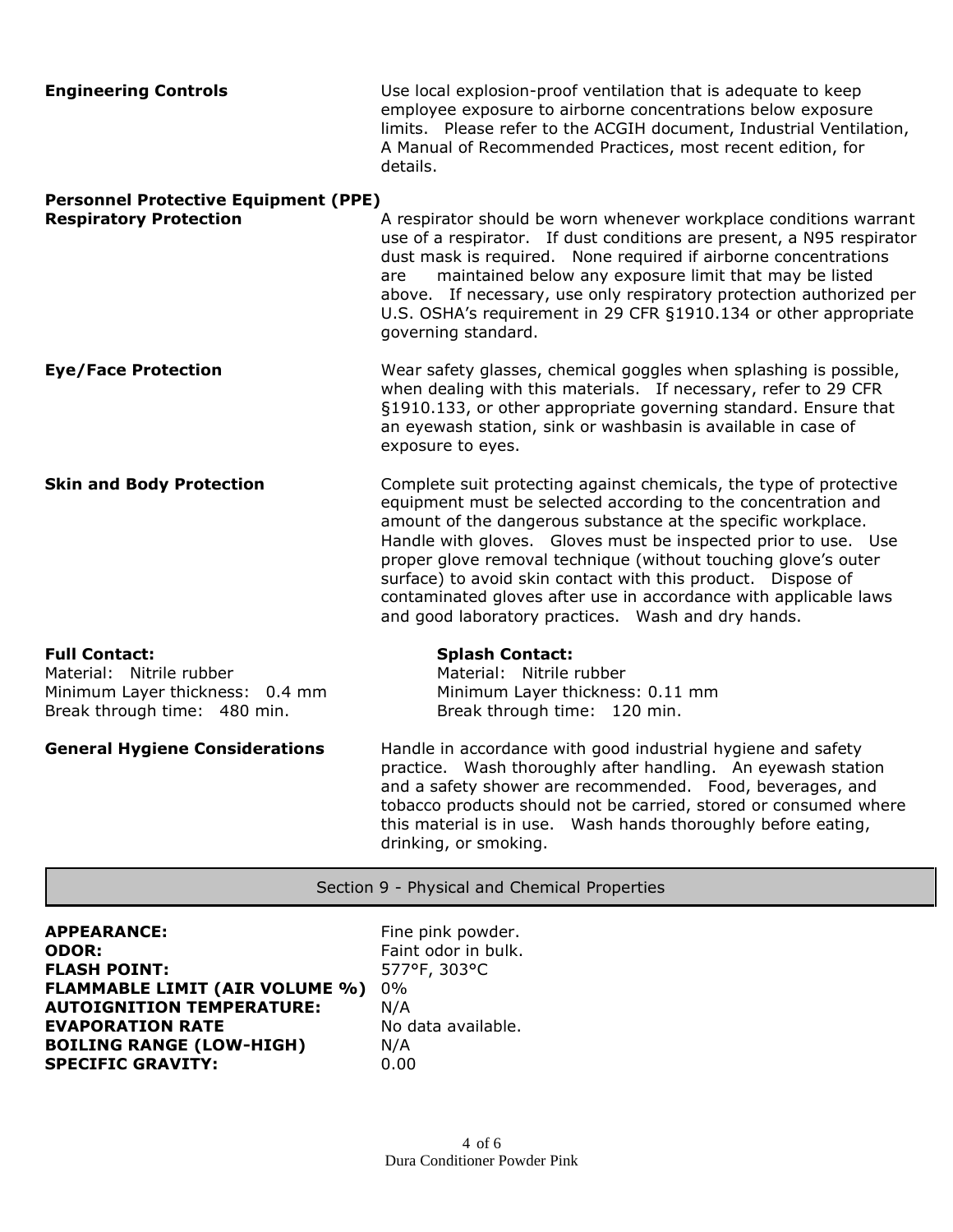**Engineering Controls**

Use local explosion-proof ventilation that is adequate to keep employee exposure to airborne concentrations below exposure limits. Please refer to the ACGIH document, Industrial Ventilation, A Manual of Recommended Practices, most recent edition, for details.

**Personnel Protective Equipment (PPE)**

**Respiratory Protection**

A respirator should be worn whenever workplace conditions warrant use of a respirator. If dust conditions are present, a N95 respirator dust mask is required. None required if airborne concentrations are maintained below any exposure limit that may be listed above. If necessary, use only respiratory protection authorized per U.S. OSHA's requirement in 29 CFR §1910.134 or other appropriate governing standard.

**Eye/Face Protection**

Wear safety glasses, chemical goggles when splashing is possible, when dealing with this materials. If necessary, refer to 29 CFR §1910.133, or other appropriate governing standard. Ensure that an eyewash station, sink or washbasin is available in case of exposure to eyes.

**Skin and Body Protection**

Complete suit protecting against chemicals, the type of protective equipment must be selected according to the concentration and amount of the dangerous substance at the specific workplace. Handle with gloves. Gloves must be inspected prior to use. Use proper glove removal technique (without touching glove's outer surface) to avoid skin contact with this product. Dispose of contaminated gloves after use in accordance with applicable laws and good laboratory practices. Wash and dry hands.

**Full Contact:**
Material: Nitrile rubber
Minimum Layer thickness: 0.4 mm
Break through time: 480 min.

**Splash Contact:**
Material: Nitrile rubber
Minimum Layer thickness: 0.11 mm
Break through time: 120 min.

**General Hygiene Considerations**

Handle in accordance with good industrial hygiene and safety practice. Wash thoroughly after handling. An eyewash station and a safety shower are recommended. Food, beverages, and tobacco products should not be carried, stored or consumed where this material is in use. Wash hands thoroughly before eating, drinking, or smoking.

## Section 9 - Physical and Chemical Properties

**APPEARANCE:** Fine pink powder.
**ODOR:** Faint odor in bulk.
**FLASH POINT:** 577°F, 303°C
**FLAMMABLE LIMIT (AIR VOLUME %)** 0%
**AUTOIGNITION TEMPERATURE:** N/A
**EVAPORATION RATE** No data available.
**BOILING RANGE (LOW-HIGH)** N/A
**SPECIFIC GRAVITY:** 0.00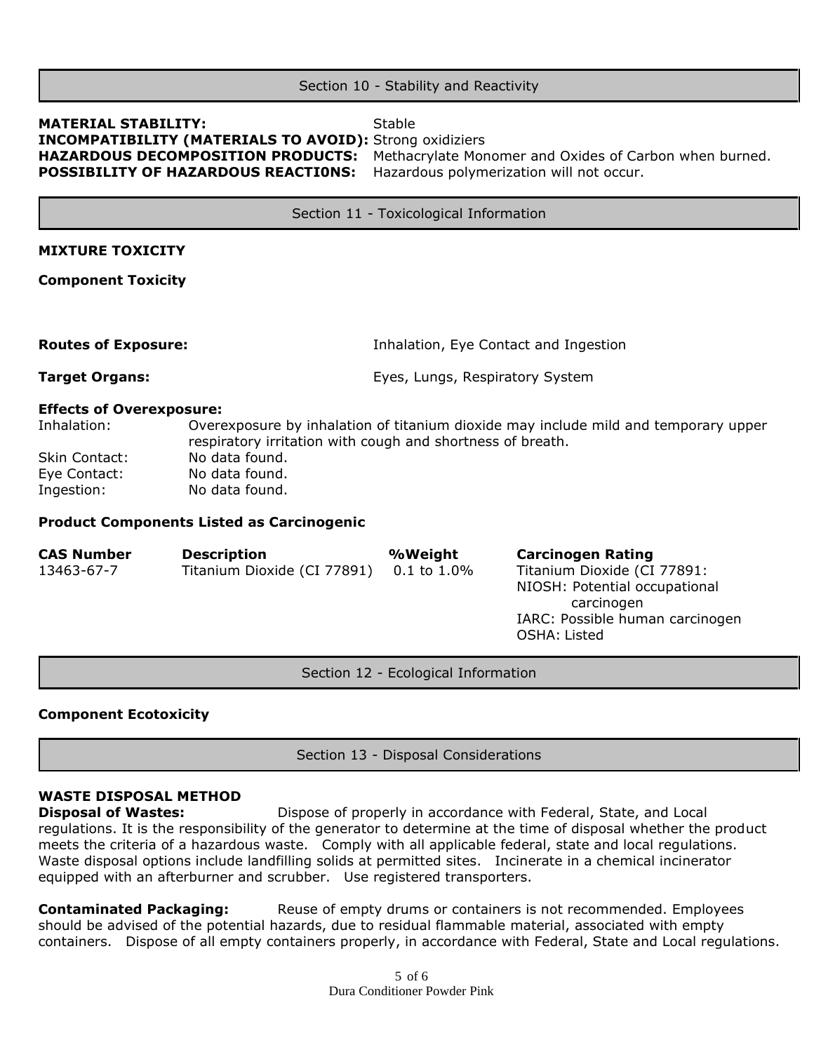## Section 10 - Stability and Reactivity

**MATERIAL STABILITY:** Stable
**INCOMPATIBILITY (MATERIALS TO AVOID):** Strong oxidiziers
**HAZARDOUS DECOMPOSITION PRODUCTS:** Methacrylate Monomer and Oxides of Carbon when burned.
**POSSIBILITY OF HAZARDOUS REACTI0NS:** Hazardous polymerization will not occur.

## Section 11 - Toxicological Information

**MIXTURE TOXICITY**

**Component Toxicity**

**Routes of Exposure:** Inhalation, Eye Contact and Ingestion

**Target Organs:** Eyes, Lungs, Respiratory System

**Effects of Overexposure:**

| | |
|---|---|
| Inhalation: | Overexposure by inhalation of titanium dioxide may include mild and temporary upper respiratory irritation with cough and shortness of breath. |
| Skin Contact: | No data found. |
| Eye Contact: | No data found. |
| Ingestion: | No data found. |

**Product Components Listed as Carcinogenic**

| CAS Number | Description | %Weight | Carcinogen Rating |
|---|---|---|---|
| 13463-67-7 | Titanium Dioxide (CI 77891) | 0.1 to 1.0% | Titanium Dioxide (CI 77891: NIOSH: Potential occupational carcinogen IARC: Possible human carcinogen OSHA: Listed |

## Section 12 - Ecological Information

**Component Ecotoxicity**

## Section 13 - Disposal Considerations

**WASTE DISPOSAL METHOD**

**Disposal of Wastes:** Dispose of properly in accordance with Federal, State, and Local regulations. It is the responsibility of the generator to determine at the time of disposal whether the product meets the criteria of a hazardous waste. Comply with all applicable federal, state and local regulations. Waste disposal options include landfilling solids at permitted sites. Incinerate in a chemical incinerator equipped with an afterburner and scrubber. Use registered transporters.

**Contaminated Packaging:** Reuse of empty drums or containers is not recommended. Employees should be advised of the potential hazards, due to residual flammable material, associated with empty containers. Dispose of all empty containers properly, in accordance with Federal, State and Local regulations.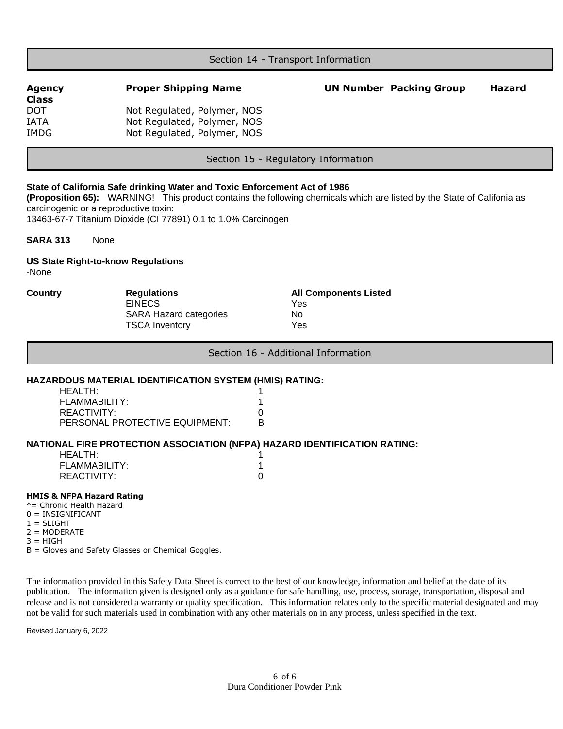## Section 14 - Transport Information

| Agency Class | Proper Shipping Name | UN Number | Packing Group | Hazard |
|---|---|---|---|---|
| DOT | Not Regulated, Polymer, NOS | | | |
| IATA | Not Regulated, Polymer, NOS | | | |
| IMDG | Not Regulated, Polymer, NOS | | | |

## Section 15 - Regulatory Information

**State of California Safe drinking Water and Toxic Enforcement Act of 1986**
**(Proposition 65):** WARNING! This product contains the following chemicals which are listed by the State of Califonia as carcinogenic or a reproductive toxin:
13463-67-7 Titanium Dioxide (CI 77891) 0.1 to 1.0% Carcinogen

**SARA 313** None

**US State Right-to-know Regulations**
-None

| Country | Regulations | All Components Listed |
|---|---|---|
| | EINECS | Yes |
| | SARA Hazard categories | No |
| | TSCA Inventory | Yes |

## Section 16 - Additional Information

**HAZARDOUS MATERIAL IDENTIFICATION SYSTEM (HMIS) RATING:**

| | |
|---|---|
| HEALTH: | 1 |
| FLAMMABILITY: | 1 |
| REACTIVITY: | 0 |
| PERSONAL PROTECTIVE EQUIPMENT: | B |

**NATIONAL FIRE PROTECTION ASSOCIATION (NFPA) HAZARD IDENTIFICATION RATING:**

| | |
|---|---|
| HEALTH: | 1 |
| FLAMMABILITY: | 1 |
| REACTIVITY: | 0 |

**HMIS & NFPA Hazard Rating**
*= Chronic Health Hazard
0 = INSIGNIFICANT
1 = SLIGHT
2 = MODERATE
3 = HIGH
B = Gloves and Safety Glasses or Chemical Goggles.

The information provided in this Safety Data Sheet is correct to the best of our knowledge, information and belief at the date of its publication. The information given is designed only as a guidance for safe handling, use, process, storage, transportation, disposal and release and is not considered a warranty or quality specification. This information relates only to the specific material designated and may not be valid for such materials used in combination with any other materials on in any process, unless specified in the text.

Revised January 6, 2022